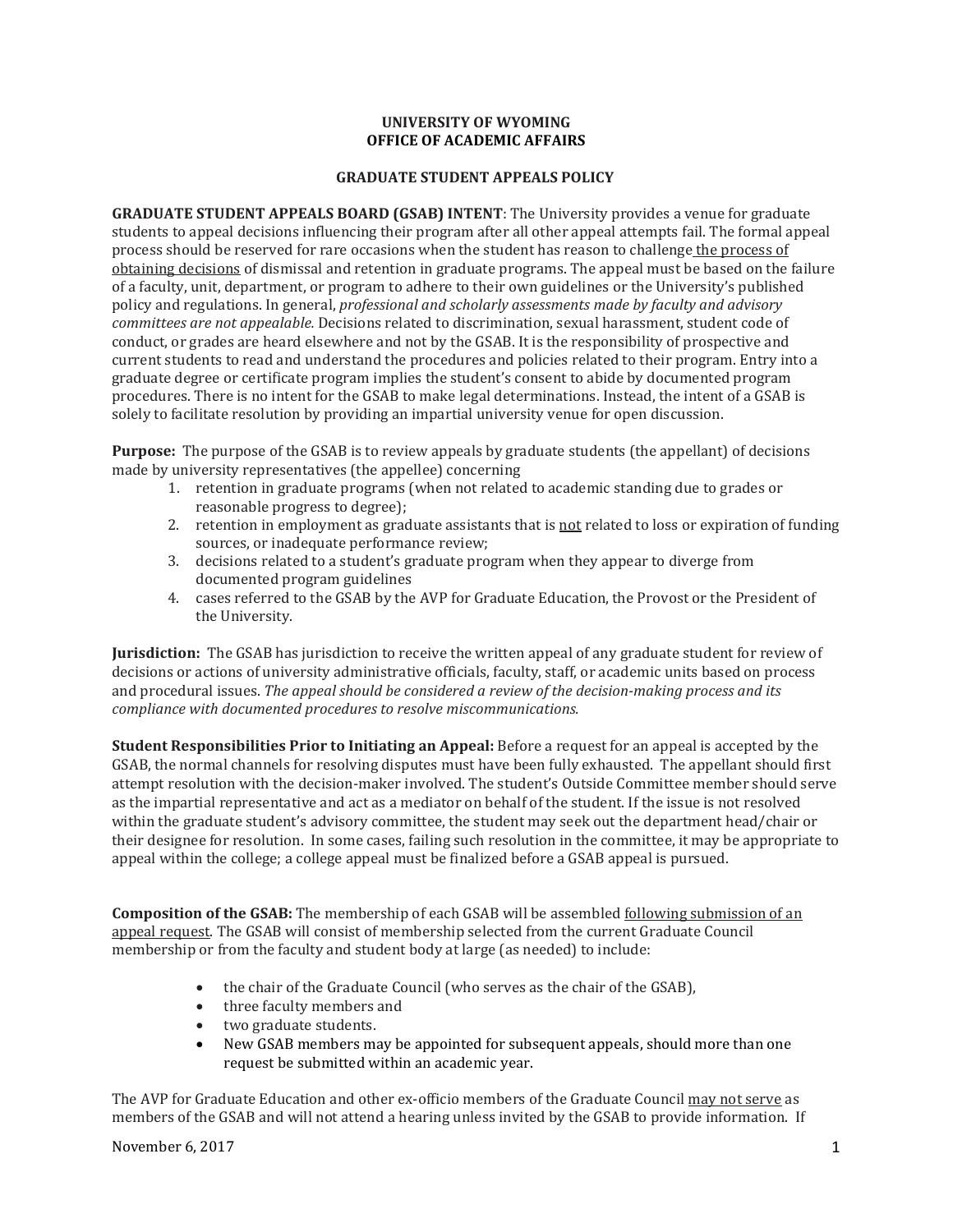**UNIVERSITY OF WYOMING**
**OFFICE OF ACADEMIC AFFAIRS**

# GRADUATE STUDENT APPEALS POLICY

**GRADUATE STUDENT APPEALS BOARD (GSAB) INTENT**: The University provides a venue for graduate students to appeal decisions influencing their program after all other appeal attempts fail. The formal appeal process should be reserved for rare occasions when the student has reason to challenge <u>the process of obtaining decisions</u> of dismissal and retention in graduate programs. The appeal must be based on the failure of a faculty, unit, department, or program to adhere to their own guidelines or the University's published policy and regulations. In general, *professional and scholarly assessments made by faculty and advisory committees are not appealable.* Decisions related to discrimination, sexual harassment, student code of conduct, or grades are heard elsewhere and not by the GSAB. It is the responsibility of prospective and current students to read and understand the procedures and policies related to their program. Entry into a graduate degree or certificate program implies the student's consent to abide by documented program procedures. There is no intent for the GSAB to make legal determinations. Instead, the intent of a GSAB is solely to facilitate resolution by providing an impartial university venue for open discussion.

**Purpose:** The purpose of the GSAB is to review appeals by graduate students (the appellant) of decisions made by university representatives (the appellee) concerning

1. retention in graduate programs (when not related to academic standing due to grades or reasonable progress to degree);
2. retention in employment as graduate assistants that is <u>not</u> related to loss or expiration of funding sources, or inadequate performance review;
3. decisions related to a student's graduate program when they appear to diverge from documented program guidelines
4. cases referred to the GSAB by the AVP for Graduate Education, the Provost or the President of the University.

**Jurisdiction:** The GSAB has jurisdiction to receive the written appeal of any graduate student for review of decisions or actions of university administrative officials, faculty, staff, or academic units based on process and procedural issues. *The appeal should be considered a review of the decision-making process and its compliance with documented procedures to resolve miscommunications.*

**Student Responsibilities Prior to Initiating an Appeal:** Before a request for an appeal is accepted by the GSAB, the normal channels for resolving disputes must have been fully exhausted. The appellant should first attempt resolution with the decision-maker involved. The student's Outside Committee member should serve as the impartial representative and act as a mediator on behalf of the student. If the issue is not resolved within the graduate student's advisory committee, the student may seek out the department head/chair or their designee for resolution. In some cases, failing such resolution in the committee, it may be appropriate to appeal within the college; a college appeal must be finalized before a GSAB appeal is pursued.

**Composition of the GSAB:** The membership of each GSAB will be assembled <u>following submission of an appeal request</u>. The GSAB will consist of membership selected from the current Graduate Council membership or from the faculty and student body at large (as needed) to include:

- the chair of the Graduate Council (who serves as the chair of the GSAB),
- three faculty members and
- two graduate students.
- New GSAB members may be appointed for subsequent appeals, should more than one request be submitted within an academic year.

The AVP for Graduate Education and other ex-officio members of the Graduate Council <u>may not serve</u> as members of the GSAB and will not attend a hearing unless invited by the GSAB to provide information. If

November 6, 2017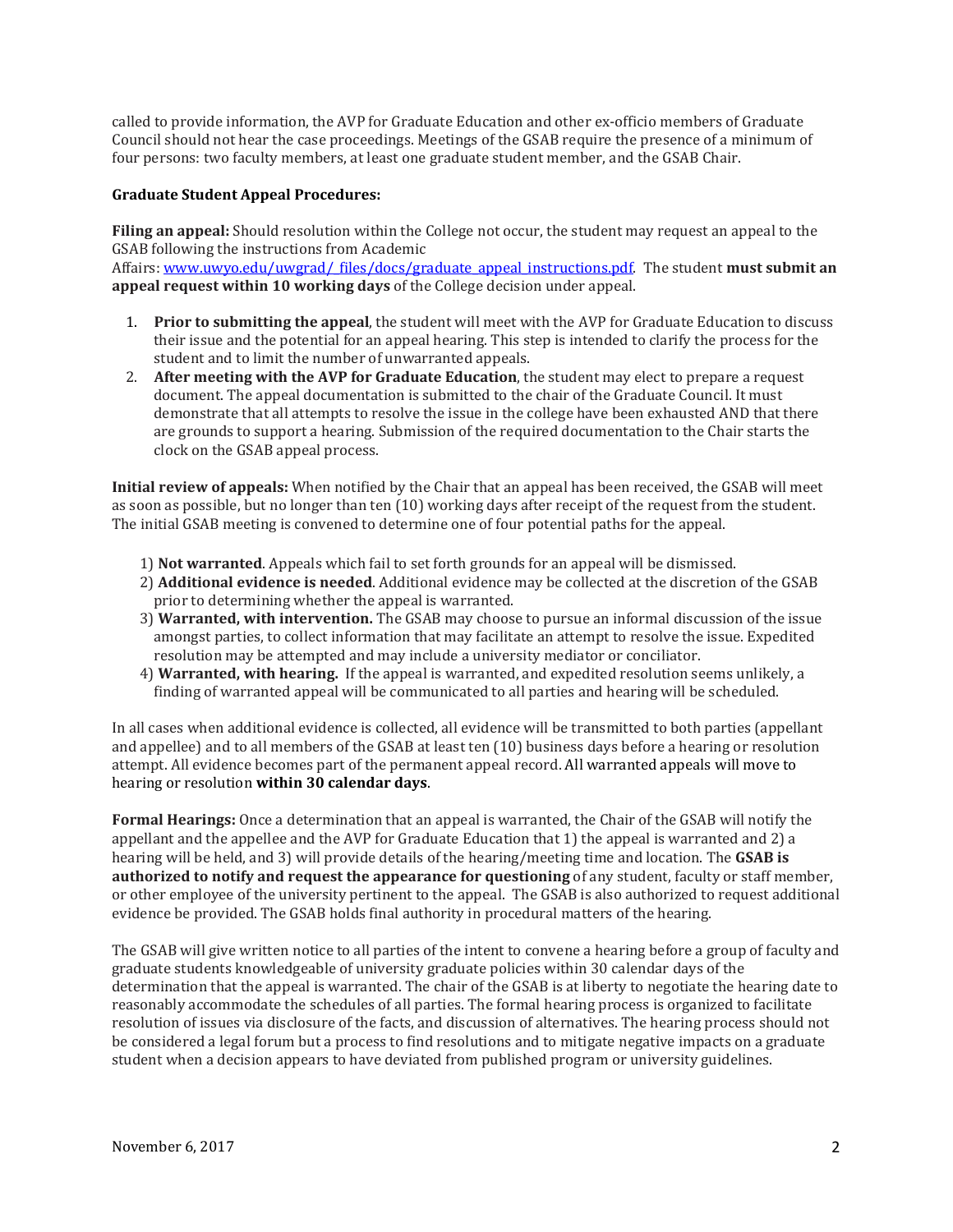called to provide information, the AVP for Graduate Education and other ex-officio members of Graduate Council should not hear the case proceedings. Meetings of the GSAB require the presence of a minimum of four persons: two faculty members, at least one graduate student member, and the GSAB Chair.

**Graduate Student Appeal Procedures:**

**Filing an appeal:** Should resolution within the College not occur, the student may request an appeal to the GSAB following the instructions from Academic Affairs: [www.uwyo.edu/uwgrad/_files/docs/graduate_appeal_instructions.pdf](www.uwyo.edu/uwgrad/_files/docs/graduate_appeal_instructions.pdf). The student **must submit an appeal request within 10 working days** of the College decision under appeal.

1. **Prior to submitting the appeal**, the student will meet with the AVP for Graduate Education to discuss their issue and the potential for an appeal hearing. This step is intended to clarify the process for the student and to limit the number of unwarranted appeals.
2. **After meeting with the AVP for Graduate Education**, the student may elect to prepare a request document. The appeal documentation is submitted to the chair of the Graduate Council. It must demonstrate that all attempts to resolve the issue in the college have been exhausted AND that there are grounds to support a hearing. Submission of the required documentation to the Chair starts the clock on the GSAB appeal process.

**Initial review of appeals:** When notified by the Chair that an appeal has been received, the GSAB will meet as soon as possible, but no longer than ten (10) working days after receipt of the request from the student. The initial GSAB meeting is convened to determine one of four potential paths for the appeal.

1) **Not warranted**. Appeals which fail to set forth grounds for an appeal will be dismissed.
2) **Additional evidence is needed**. Additional evidence may be collected at the discretion of the GSAB prior to determining whether the appeal is warranted.
3) **Warranted, with intervention.** The GSAB may choose to pursue an informal discussion of the issue amongst parties, to collect information that may facilitate an attempt to resolve the issue. Expedited resolution may be attempted and may include a university mediator or conciliator.
4) **Warranted, with hearing.** If the appeal is warranted, and expedited resolution seems unlikely, a finding of warranted appeal will be communicated to all parties and hearing will be scheduled.

In all cases when additional evidence is collected, all evidence will be transmitted to both parties (appellant and appellee) and to all members of the GSAB at least ten (10) business days before a hearing or resolution attempt. All evidence becomes part of the permanent appeal record. All warranted appeals will move to hearing or resolution **within 30 calendar days**.

**Formal Hearings:** Once a determination that an appeal is warranted, the Chair of the GSAB will notify the appellant and the appellee and the AVP for Graduate Education that 1) the appeal is warranted and 2) a hearing will be held, and 3) will provide details of the hearing/meeting time and location. The **GSAB is authorized to notify and request the appearance for questioning** of any student, faculty or staff member, or other employee of the university pertinent to the appeal. The GSAB is also authorized to request additional evidence be provided. The GSAB holds final authority in procedural matters of the hearing.

The GSAB will give written notice to all parties of the intent to convene a hearing before a group of faculty and graduate students knowledgeable of university graduate policies within 30 calendar days of the determination that the appeal is warranted. The chair of the GSAB is at liberty to negotiate the hearing date to reasonably accommodate the schedules of all parties. The formal hearing process is organized to facilitate resolution of issues via disclosure of the facts, and discussion of alternatives. The hearing process should not be considered a legal forum but a process to find resolutions and to mitigate negative impacts on a graduate student when a decision appears to have deviated from published program or university guidelines.

November 6, 2017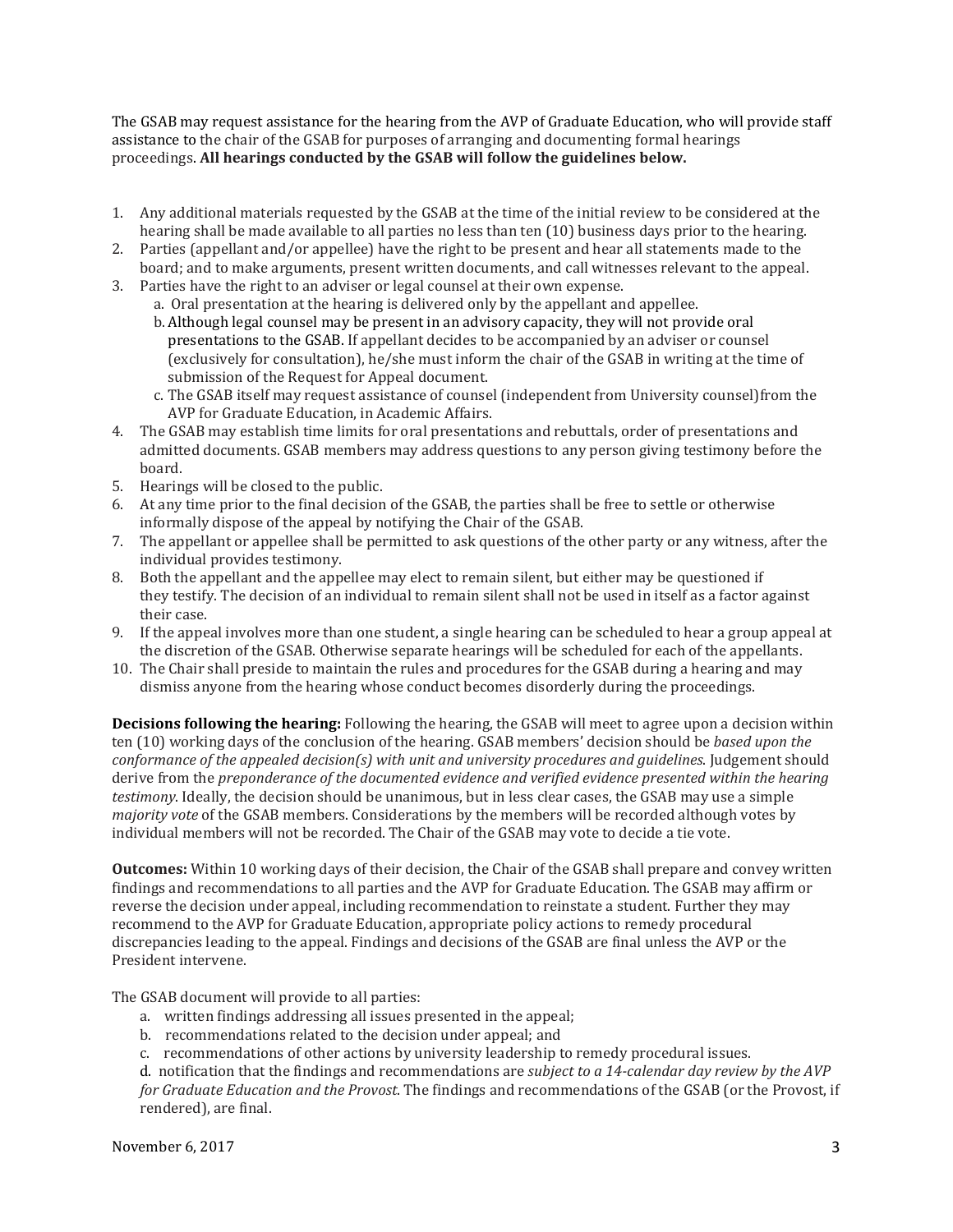The GSAB may request assistance for the hearing from the AVP of Graduate Education, who will provide staff assistance to the chair of the GSAB for purposes of arranging and documenting formal hearings proceedings. **All hearings conducted by the GSAB will follow the guidelines below.**

1. Any additional materials requested by the GSAB at the time of the initial review to be considered at the hearing shall be made available to all parties no less than ten (10) business days prior to the hearing.
2. Parties (appellant and/or appellee) have the right to be present and hear all statements made to the board; and to make arguments, present written documents, and call witnesses relevant to the appeal.
3. Parties have the right to an adviser or legal counsel at their own expense.
   a. Oral presentation at the hearing is delivered only by the appellant and appellee.
   b. Although legal counsel may be present in an advisory capacity, they will not provide oral presentations to the GSAB. If appellant decides to be accompanied by an adviser or counsel (exclusively for consultation), he/she must inform the chair of the GSAB in writing at the time of submission of the Request for Appeal document.
   c. The GSAB itself may request assistance of counsel (independent from University counsel)from the AVP for Graduate Education, in Academic Affairs.
4. The GSAB may establish time limits for oral presentations and rebuttals, order of presentations and admitted documents. GSAB members may address questions to any person giving testimony before the board.
5. Hearings will be closed to the public.
6. At any time prior to the final decision of the GSAB, the parties shall be free to settle or otherwise informally dispose of the appeal by notifying the Chair of the GSAB.
7. The appellant or appellee shall be permitted to ask questions of the other party or any witness, after the individual provides testimony.
8. Both the appellant and the appellee may elect to remain silent, but either may be questioned if they testify. The decision of an individual to remain silent shall not be used in itself as a factor against their case.
9. If the appeal involves more than one student, a single hearing can be scheduled to hear a group appeal at the discretion of the GSAB. Otherwise separate hearings will be scheduled for each of the appellants.
10. The Chair shall preside to maintain the rules and procedures for the GSAB during a hearing and may dismiss anyone from the hearing whose conduct becomes disorderly during the proceedings.

**Decisions following the hearing:** Following the hearing, the GSAB will meet to agree upon a decision within ten (10) working days of the conclusion of the hearing. GSAB members' decision should be *based upon the conformance of the appealed decision(s) with unit and university procedures and guidelines*. Judgement should derive from the *preponderance of the documented evidence and verified evidence presented within the hearing testimony*. Ideally, the decision should be unanimous, but in less clear cases, the GSAB may use a simple *majority vote* of the GSAB members. Considerations by the members will be recorded although votes by individual members will not be recorded. The Chair of the GSAB may vote to decide a tie vote.

**Outcomes:** Within 10 working days of their decision, the Chair of the GSAB shall prepare and convey written findings and recommendations to all parties and the AVP for Graduate Education. The GSAB may affirm or reverse the decision under appeal, including recommendation to reinstate a student. Further they may recommend to the AVP for Graduate Education, appropriate policy actions to remedy procedural discrepancies leading to the appeal. Findings and decisions of the GSAB are final unless the AVP or the President intervene.

The GSAB document will provide to all parties:

a. written findings addressing all issues presented in the appeal;
b. recommendations related to the decision under appeal; and
c. recommendations of other actions by university leadership to remedy procedural issues.
d. notification that the findings and recommendations are *subject to a 14-calendar day review by the AVP for Graduate Education and the Provost*. The findings and recommendations of the GSAB (or the Provost, if rendered), are final.

November 6, 2017